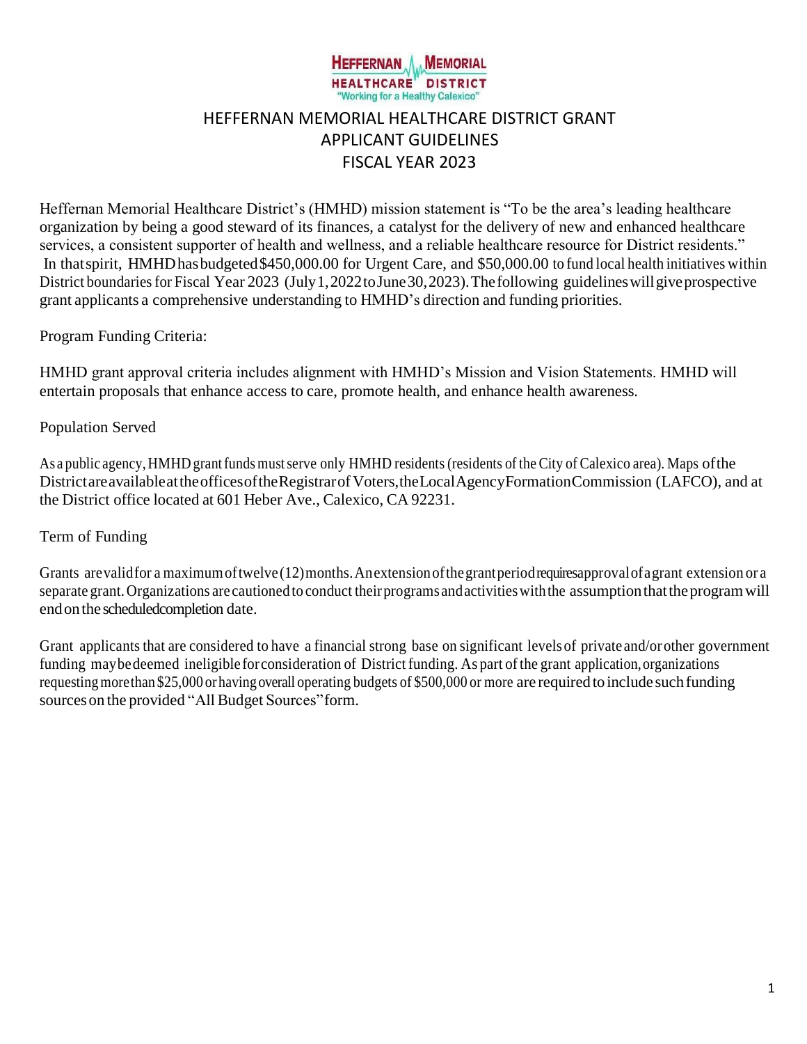HEFFERNAN MEMORIAL HEALTHCARE DISTRICT
"Working for a Healthy Calexico"

# HEFFERNAN MEMORIAL HEALTHCARE DISTRICT GRANT APPLICANT GUIDELINES FISCAL YEAR 2023

Heffernan Memorial Healthcare District's (HMHD) mission statement is "To be the area's leading healthcare organization by being a good steward of its finances, a catalyst for the delivery of new and enhanced healthcare services, a consistent supporter of health and wellness, and a reliable healthcare resource for District residents." In that spirit, HMHD has budgeted $450,000.00 for Urgent Care, and $50,000.00 to fund local health initiatives within District boundaries for Fiscal Year 2023 (July 1, 2022 to June 30, 2023). The following guidelines will give prospective grant applicants a comprehensive understanding to HMHD's direction and funding priorities.

## Program Funding Criteria:

HMHD grant approval criteria includes alignment with HMHD's Mission and Vision Statements. HMHD will entertain proposals that enhance access to care, promote health, and enhance health awareness.

## Population Served

As a public agency, HMHD grant funds must serve only HMHD residents (residents of the City of Calexico area). Maps of the District are available at the offices of the Registrar of Voters, the Local Agency Formation Commission (LAFCO), and at the District office located at 601 Heber Ave., Calexico, CA 92231.

## Term of Funding

Grants are valid for a maximum of twelve (12) months. An extension of the grant period requires approval of a grant extension or a separate grant. Organizations are cautioned to conduct their programs and activities with the assumption that the program will end on the scheduled completion date.

Grant applicants that are considered to have a financial strong base on significant levels of private and/or other government funding may be deemed ineligible for consideration of District funding. As part of the grant application, organizations requesting more than $25,000 or having overall operating budgets of $500,000 or more are required to include such funding sources on the provided "All Budget Sources" form.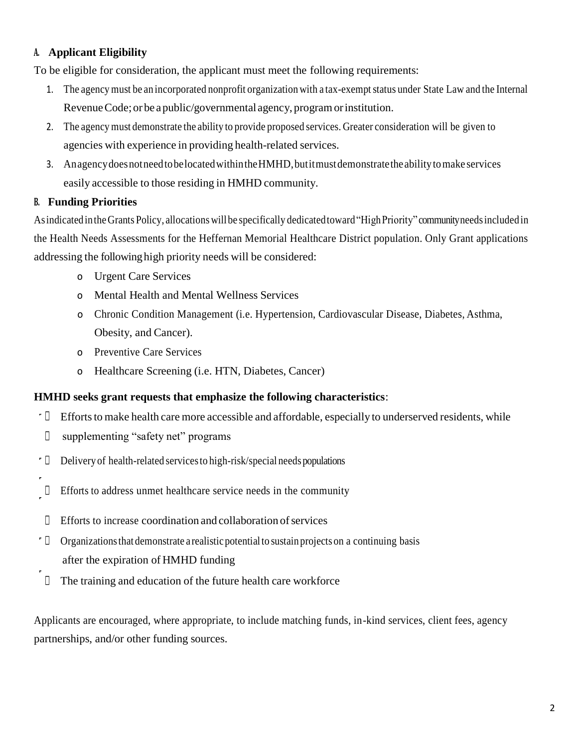### A. Applicant Eligibility

To be eligible for consideration, the applicant must meet the following requirements:

1. The agency must be an incorporated nonprofit organization with a tax-exempt status under State Law and the Internal Revenue Code; or be a public/governmental agency, program or institution.
2. The agency must demonstrate the ability to provide proposed services. Greater consideration will be given to agencies with experience in providing health-related services.
3. An agency does not need to be located within the HMHD, but it must demonstrate the ability to make services easily accessible to those residing in HMHD community.

### B. Funding Priorities

As indicated in the Grants Policy, allocations will be specifically dedicated toward "High Priority" community needs included in the Health Needs Assessments for the Heffernan Memorial Healthcare District population. Only Grant applications addressing the following high priority needs will be considered:

- Urgent Care Services
- Mental Health and Mental Wellness Services
- Chronic Condition Management (i.e. Hypertension, Cardiovascular Disease, Diabetes, Asthma, Obesity, and Cancer).
- Preventive Care Services
- Healthcare Screening (i.e. HTN, Diabetes, Cancer)

**HMHD seeks grant requests that emphasize the following characteristics**:

- Efforts to make health care more accessible and affordable, especially to underserved residents, while supplementing "safety net" programs
- Delivery of health-related services to high-risk/special needs populations
- Efforts to address unmet healthcare service needs in the community
- Efforts to increase coordination and collaboration of services
- Organizations that demonstrate a realistic potential to sustain projects on a continuing basis after the expiration of HMHD funding
- The training and education of the future health care workforce

Applicants are encouraged, where appropriate, to include matching funds, in-kind services, client fees, agency partnerships, and/or other funding sources.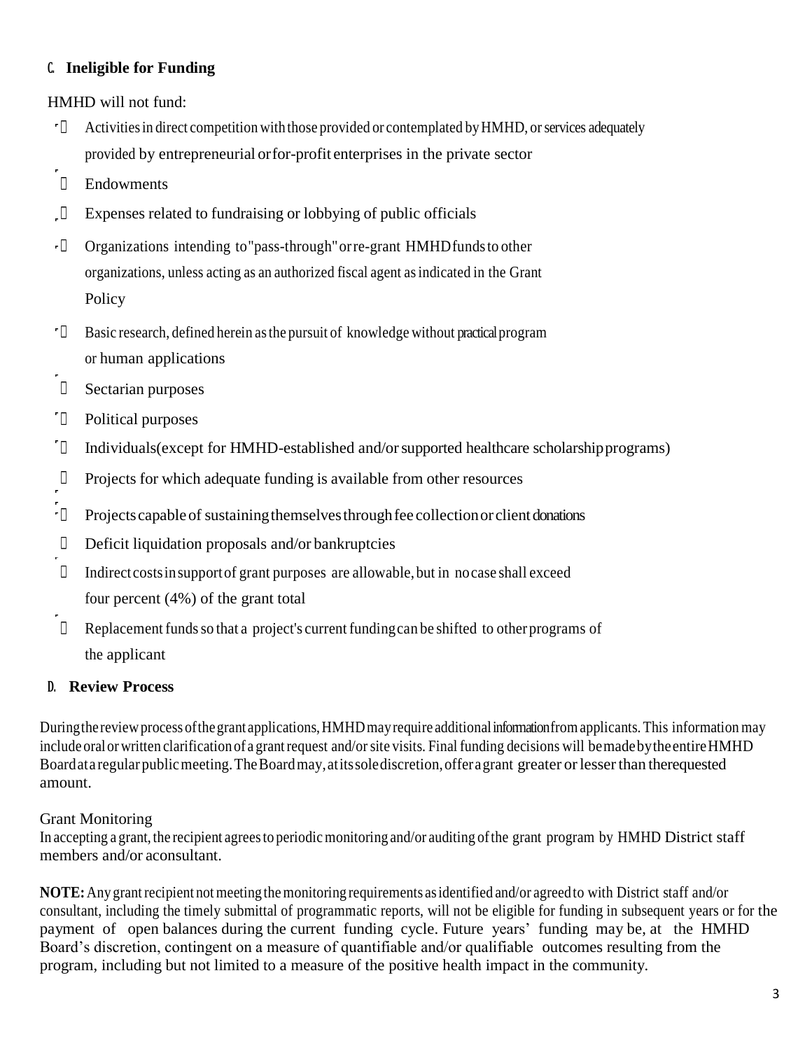## C. Ineligible for Funding

HMHD will not fund:

- Activities in direct competition with those provided or contemplated by HMHD, or services adequately provided by entrepreneurial or for-profit enterprises in the private sector
- Endowments
- Expenses related to fundraising or lobbying of public officials
- Organizations intending to "pass-through" or re-grant HMHD funds to other organizations, unless acting as an authorized fiscal agent as indicated in the Grant Policy
- Basic research, defined herein as the pursuit of knowledge without practical program or human applications
- Sectarian purposes
- Political purposes
- Individuals (except for HMHD-established and/or supported healthcare scholarship programs)
- Projects for which adequate funding is available from other resources
- Projects capable of sustaining themselves through fee collection or client donations
- Deficit liquidation proposals and/or bankruptcies
- Indirect costs in support of grant purposes are allowable, but in no case shall exceed four percent (4%) of the grant total
- Replacement funds so that a project's current funding can be shifted to other programs of the applicant

## D. Review Process

During the review process of the grant applications, HMHD may require additional information from applicants. This information may include oral or written clarification of a grant request and/or site visits. Final funding decisions will be made by the entire HMHD Board at a regular public meeting. The Board may, at its sole discretion, offer a grant greater or lesser than the requested amount.

Grant Monitoring

In accepting a grant, the recipient agrees to periodic monitoring and/or auditing of the grant program by HMHD District staff members and/or a consultant.

**NOTE:** Any grant recipient not meeting the monitoring requirements as identified and/or agreed to with District staff and/or consultant, including the timely submittal of programmatic reports, will not be eligible for funding in subsequent years or for the payment of open balances during the current funding cycle. Future years' funding may be, at the HMHD Board's discretion, contingent on a measure of quantifiable and/or qualifiable outcomes resulting from the program, including but not limited to a measure of the positive health impact in the community.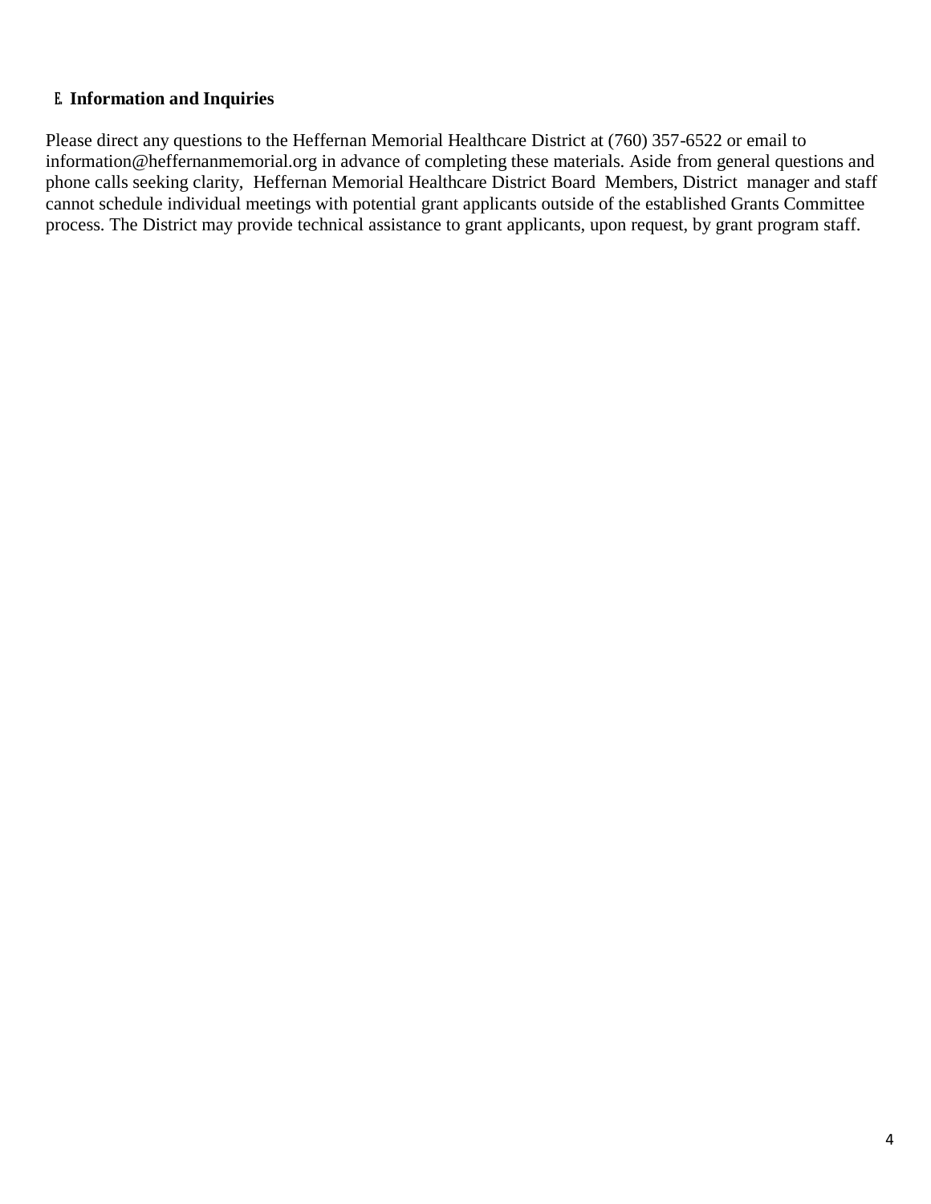### E. Information and Inquiries

Please direct any questions to the Heffernan Memorial Healthcare District at (760) 357-6522 or email to information@heffernanmemorial.org in advance of completing these materials. Aside from general questions and phone calls seeking clarity, Heffernan Memorial Healthcare District Board Members, District manager and staff cannot schedule individual meetings with potential grant applicants outside of the established Grants Committee process. The District may provide technical assistance to grant applicants, upon request, by grant program staff.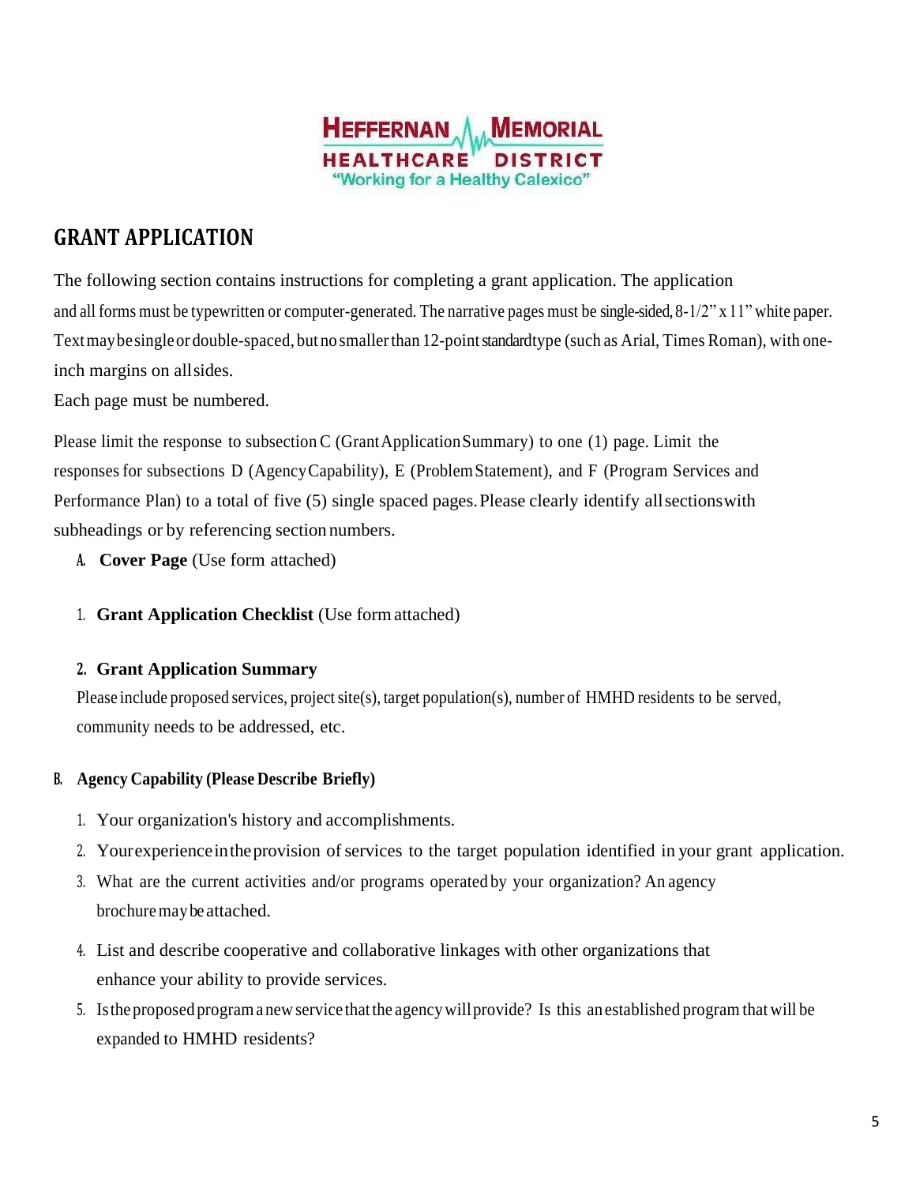HEFFERNAN MEMORIAL HEALTHCARE DISTRICT
"Working for a Healthy Calexico"

## GRANT APPLICATION

The following section contains instructions for completing a grant application. The application and all forms must be typewritten or computer-generated. The narrative pages must be single-sided, 8-1/2" x 11" white paper. Text may be single or double-spaced, but no smaller than 12-point standard type (such as Arial, Times Roman), with one-inch margins on all sides.
Each page must be numbered.

Please limit the response to subsection C (Grant Application Summary) to one (1) page. Limit the responses for subsections D (Agency Capability), E (Problem Statement), and F (Program Services and Performance Plan) to a total of five (5) single spaced pages. Please clearly identify all sections with subheadings or by referencing section numbers.

A. **Cover Page** (Use form attached)

1. **Grant Application Checklist** (Use form attached)

2. **Grant Application Summary**
   Please include proposed services, project site(s), target population(s), number of HMHD residents to be served, community needs to be addressed, etc.

B. **Agency Capability (Please Describe Briefly)**

1. Your organization's history and accomplishments.
2. Your experience in the provision of services to the target population identified in your grant application.
3. What are the current activities and/or programs operated by your organization? An agency brochure may be attached.
4. List and describe cooperative and collaborative linkages with other organizations that enhance your ability to provide services.
5. Is the proposed program a new service that the agency will provide? Is this an established program that will be expanded to HMHD residents?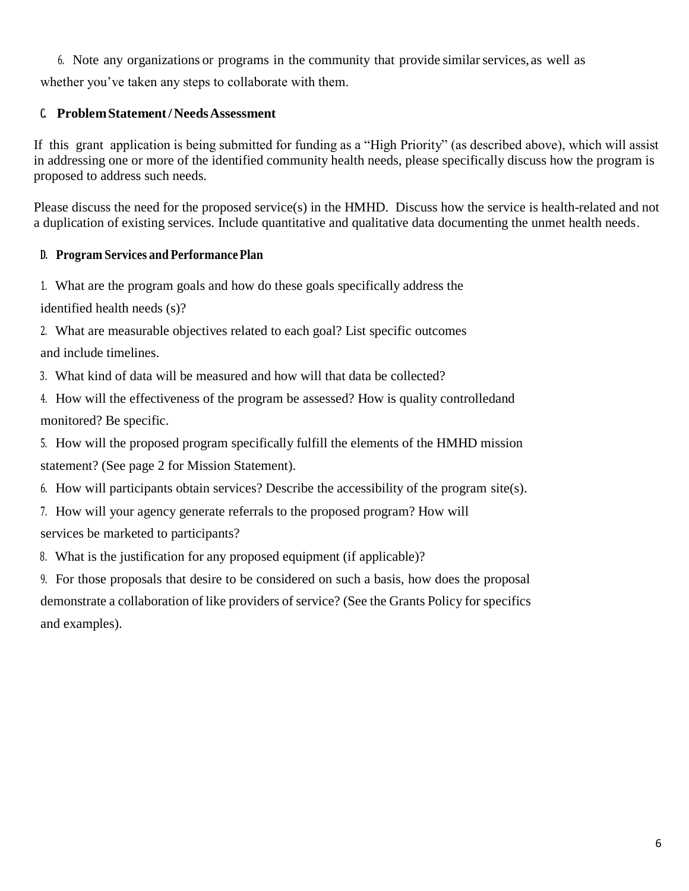6. Note any organizations or programs in the community that provide similar services, as well as whether you've taken any steps to collaborate with them.

### C. Problem Statement / Needs Assessment

If this grant application is being submitted for funding as a "High Priority" (as described above), which will assist in addressing one or more of the identified community health needs, please specifically discuss how the program is proposed to address such needs.

Please discuss the need for the proposed service(s) in the HMHD. Discuss how the service is health-related and not a duplication of existing services. Include quantitative and qualitative data documenting the unmet health needs.

### D. Program Services and Performance Plan

1. What are the program goals and how do these goals specifically address the identified health needs (s)?
2. What are measurable objectives related to each goal? List specific outcomes and include timelines.
3. What kind of data will be measured and how will that data be collected?
4. How will the effectiveness of the program be assessed? How is quality controlledand monitored? Be specific.
5. How will the proposed program specifically fulfill the elements of the HMHD mission statement? (See page 2 for Mission Statement).
6. How will participants obtain services? Describe the accessibility of the program site(s).
7. How will your agency generate referrals to the proposed program? How will services be marketed to participants?
8. What is the justification for any proposed equipment (if applicable)?
9. For those proposals that desire to be considered on such a basis, how does the proposal demonstrate a collaboration of like providers of service? (See the Grants Policy for specifics and examples).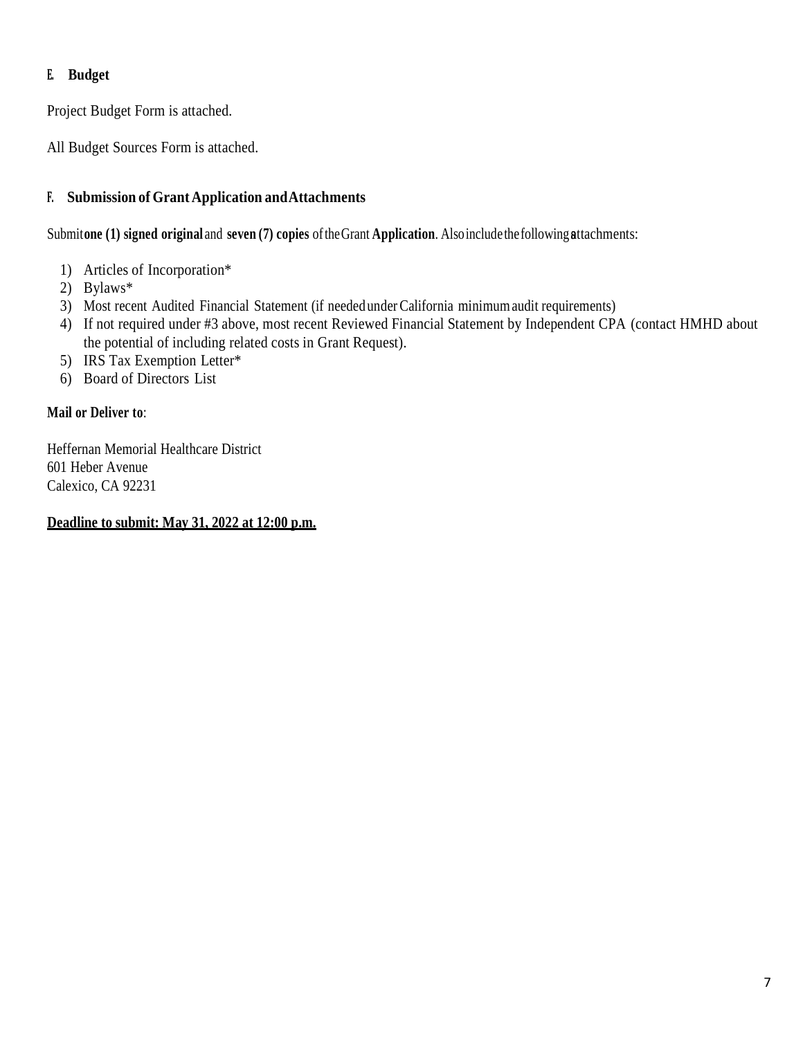### E. Budget

Project Budget Form is attached.

All Budget Sources Form is attached.

### F. Submission of Grant Application and Attachments

Submit **one (1) signed original** and **seven (7) copies** of the Grant **Application**. Also include the following attachments:

1) Articles of Incorporation*
2) Bylaws*
3) Most recent Audited Financial Statement (if needed under California minimum audit requirements)
4) If not required under #3 above, most recent Reviewed Financial Statement by Independent CPA (contact HMHD about the potential of including related costs in Grant Request).
5) IRS Tax Exemption Letter*
6) Board of Directors List

**Mail or Deliver to**:

Heffernan Memorial Healthcare District
601 Heber Avenue
Calexico, CA 92231

**<u>Deadline to submit: May 31, 2022 at 12:00 p.m.</u>**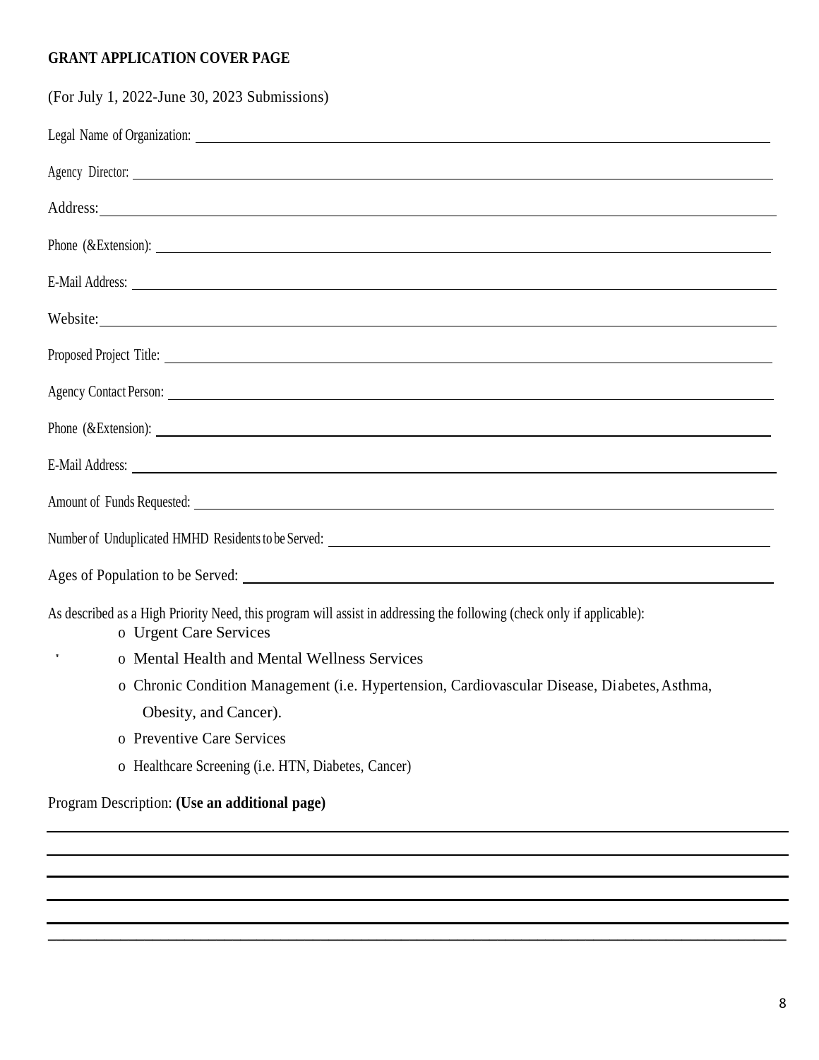**GRANT APPLICATION COVER PAGE**

(For July 1, 2022-June 30, 2023 Submissions)

Legal Name of Organization: ______________________________

Agency Director: ______________________________

Address: ______________________________

Phone (&Extension): ______________________________

E-Mail Address: ______________________________

Website: ______________________________

Proposed Project Title: ______________________________

Agency Contact Person: ______________________________

Phone (&Extension): ______________________________

E-Mail Address: ______________________________

Amount of Funds Requested: ______________________________

Number of Unduplicated HMHD Residents to be Served: ______________________________

Ages of Population to be Served: ______________________________

As described as a High Priority Need, this program will assist in addressing the following (check only if applicable):

- o Urgent Care Services
- o Mental Health and Mental Wellness Services
- o Chronic Condition Management (i.e. Hypertension, Cardiovascular Disease, Diabetes, Asthma, Obesity, and Cancer).
- o Preventive Care Services
- o Healthcare Screening (i.e. HTN, Diabetes, Cancer)

Program Description: **(Use an additional page)**

______________________________

______________________________

______________________________

______________________________

______________________________

______________________________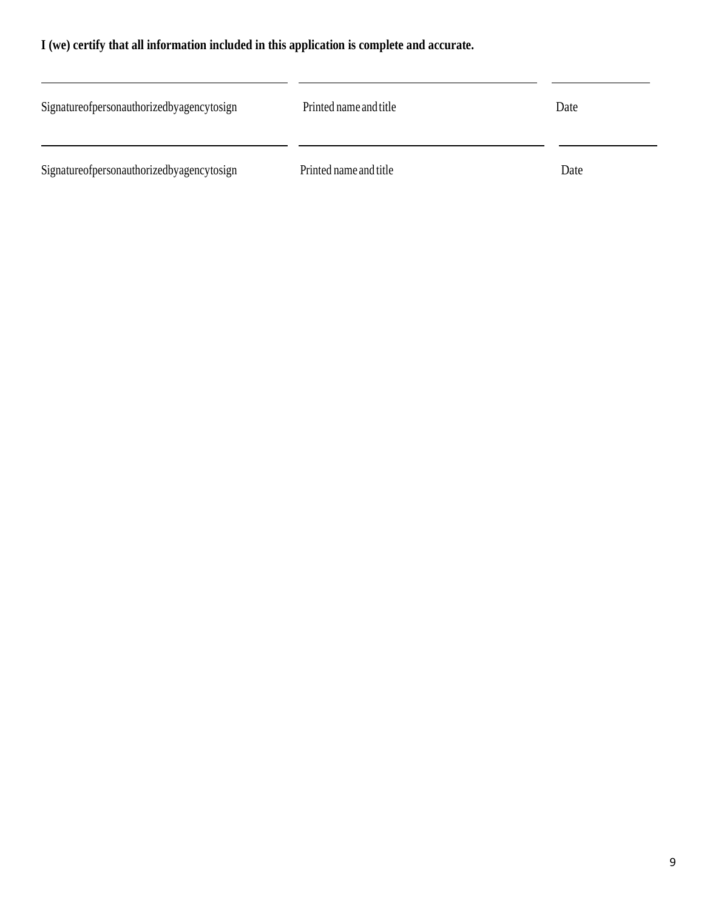**I (we) certify that all information included in this application is complete and accurate.**

| \_\_\_\_\_\_\_\_\_\_\_\_\_\_\_\_\_\_\_\_\_\_\_\_\_\_\_\_\_\_\_\_\_\_\_\_\_\_\_\_ | \_\_\_\_\_\_\_\_\_\_\_\_\_\_\_\_\_\_\_\_\_\_\_\_\_\_\_\_\_\_\_\_\_\_\_\_\_\_\_\_ | \_\_\_\_\_\_\_\_\_\_\_\_\_\_\_\_ |
| --- | --- | --- |
| Signatureofpersonauthorizedbyagencytosign | Printed name and title | Date |
| \_\_\_\_\_\_\_\_\_\_\_\_\_\_\_\_\_\_\_\_\_\_\_\_\_\_\_\_\_\_\_\_\_\_\_\_\_\_\_\_ | \_\_\_\_\_\_\_\_\_\_\_\_\_\_\_\_\_\_\_\_\_\_\_\_\_\_\_\_\_\_\_\_\_\_\_\_\_\_\_\_ | \_\_\_\_\_\_\_\_\_\_\_\_\_\_\_\_ |
| Signatureofpersonauthorizedbyagencytosign | Printed name and title | Date |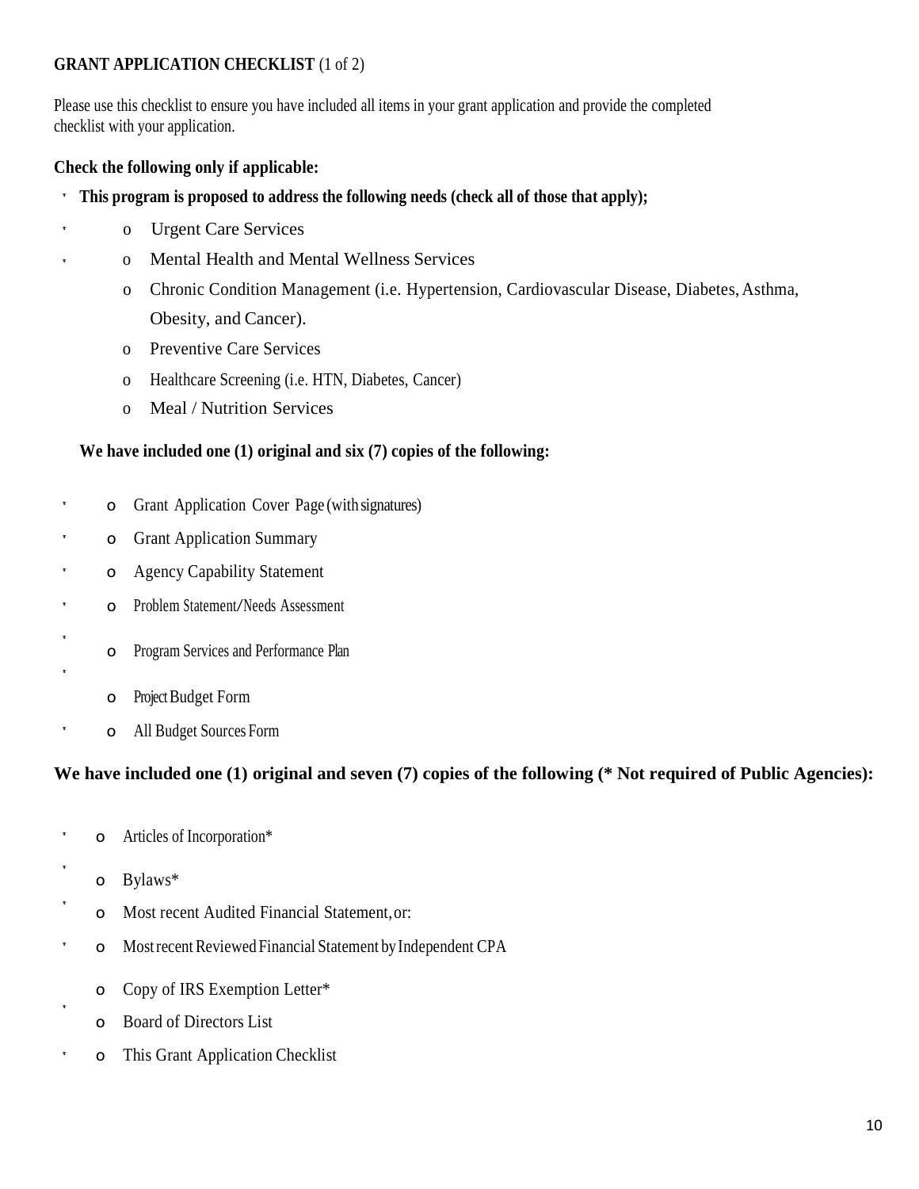**GRANT APPLICATION CHECKLIST** (1 of 2)

Please use this checklist to ensure you have included all items in your grant application and provide the completed checklist with your application.

**Check the following only if applicable:**

- **This program is proposed to address the following needs (check all of those that apply);**
  - o Urgent Care Services
  - o Mental Health and Mental Wellness Services
  - o Chronic Condition Management (i.e. Hypertension, Cardiovascular Disease, Diabetes, Asthma, Obesity, and Cancer).
  - o Preventive Care Services
  - o Healthcare Screening (i.e. HTN, Diabetes, Cancer)
  - o Meal / Nutrition Services

**We have included one (1) original and six (7) copies of the following:**

- o Grant Application Cover Page (with signatures)
- o Grant Application Summary
- o Agency Capability Statement
- o Problem Statement/Needs Assessment
- o Program Services and Performance Plan
- o Project Budget Form
- o All Budget Sources Form

**We have included one (1) original and seven (7) copies of the following (* Not required of Public Agencies):**

- o Articles of Incorporation*
- o Bylaws*
- o Most recent Audited Financial Statement, or:
- o Most recent Reviewed Financial Statement by Independent CPA
- o Copy of IRS Exemption Letter*
- o Board of Directors List
- o This Grant Application Checklist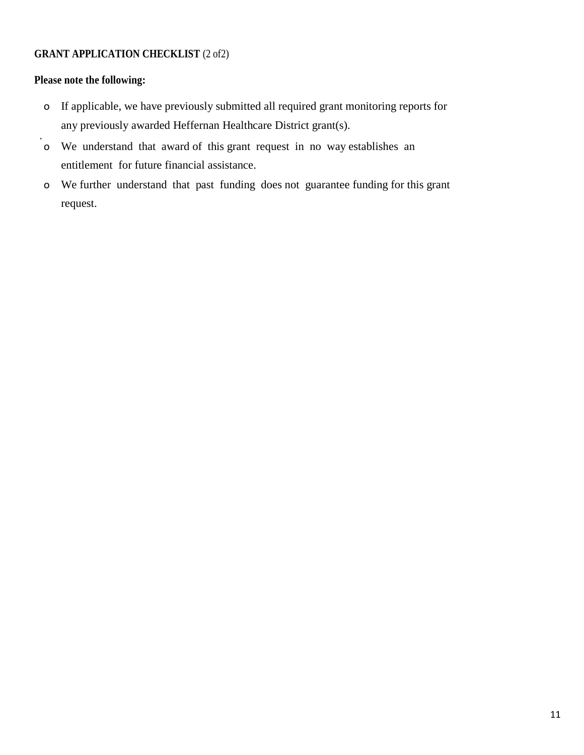**GRANT APPLICATION CHECKLIST** (2 of2)

**Please note the following:**

- If applicable, we have previously submitted all required grant monitoring reports for any previously awarded Heffernan Healthcare District grant(s).
- We understand that award of this grant request in no way establishes an entitlement for future financial assistance.
- We further understand that past funding does not guarantee funding for this grant request.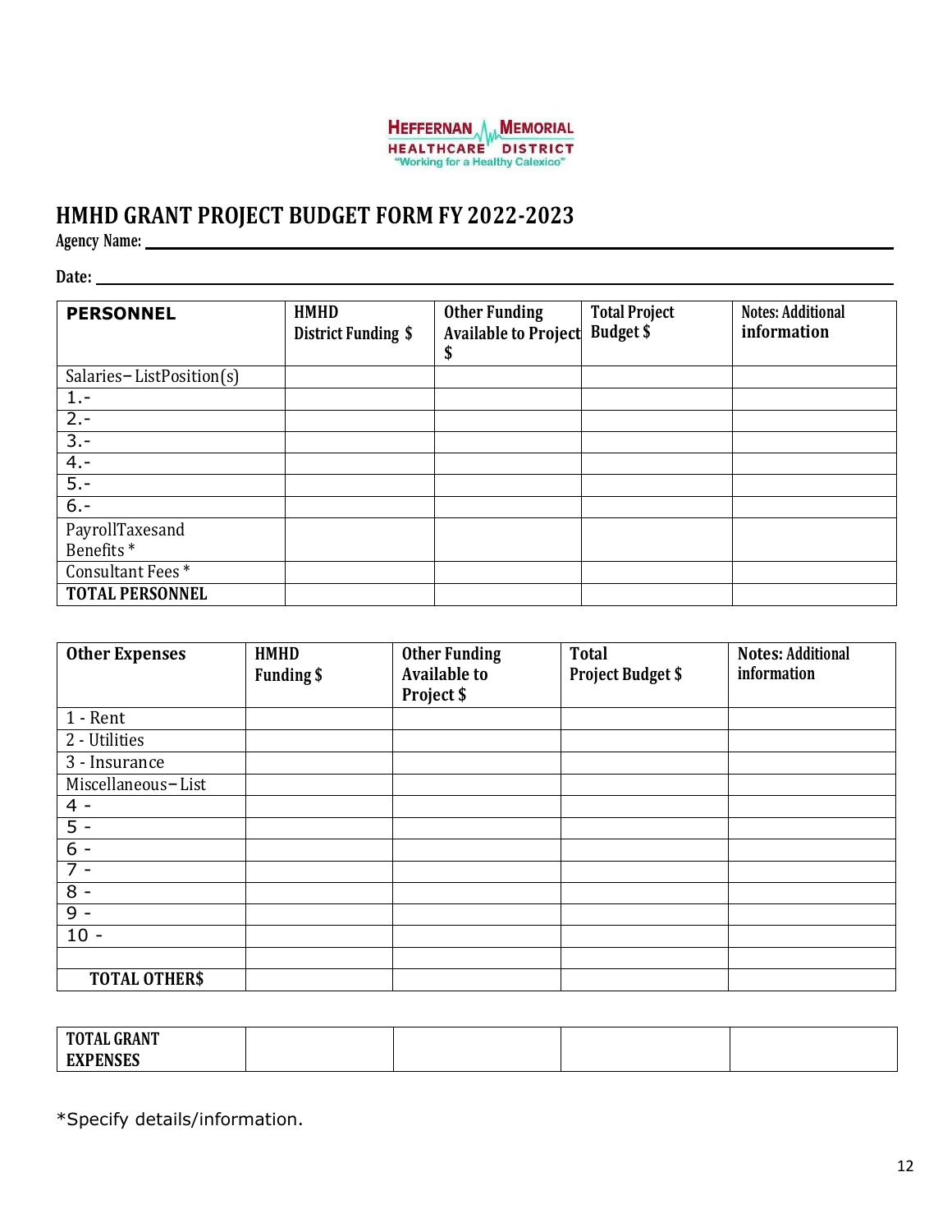HEFFERNAN MEMORIAL HEALTHCARE DISTRICT
"Working for a Healthy Calexico"

# HMHD GRANT PROJECT BUDGET FORM FY 2022-2023

**Agency Name:** ______________________________

**Date:** ______________________________

| **PERSONNEL** | **HMHD District Funding $** | **Other Funding Available to Project $** | **Total Project Budget $** | **Notes: Additional information** |
|---|---|---|---|---|
| Salaries–ListPosition(s) | | | | |
| 1.- | | | | |
| 2.- | | | | |
| 3.- | | | | |
| 4.- | | | | |
| 5.- | | | | |
| 6.- | | | | |
| PayrollTaxesand Benefits * | | | | |
| Consultant Fees * | | | | |
| **TOTAL PERSONNEL** | | | | |

| **Other Expenses** | **HMHD Funding $** | **Other Funding Available to Project $** | **Total Project Budget $** | **Notes: Additional information** |
|---|---|---|---|---|
| 1 - Rent | | | | |
| 2 - Utilities | | | | |
| 3 - Insurance | | | | |
| Miscellaneous–List | | | | |
| 4 - | | | | |
| 5 - | | | | |
| 6 - | | | | |
| 7 - | | | | |
| 8 - | | | | |
| 9 - | | | | |
| 10 - | | | | |
| | | | | |
| **TOTAL OTHER$** | | | | |

| **TOTAL GRANT EXPENSES** | | | | |
|---|---|---|---|---|

*Specify details/information.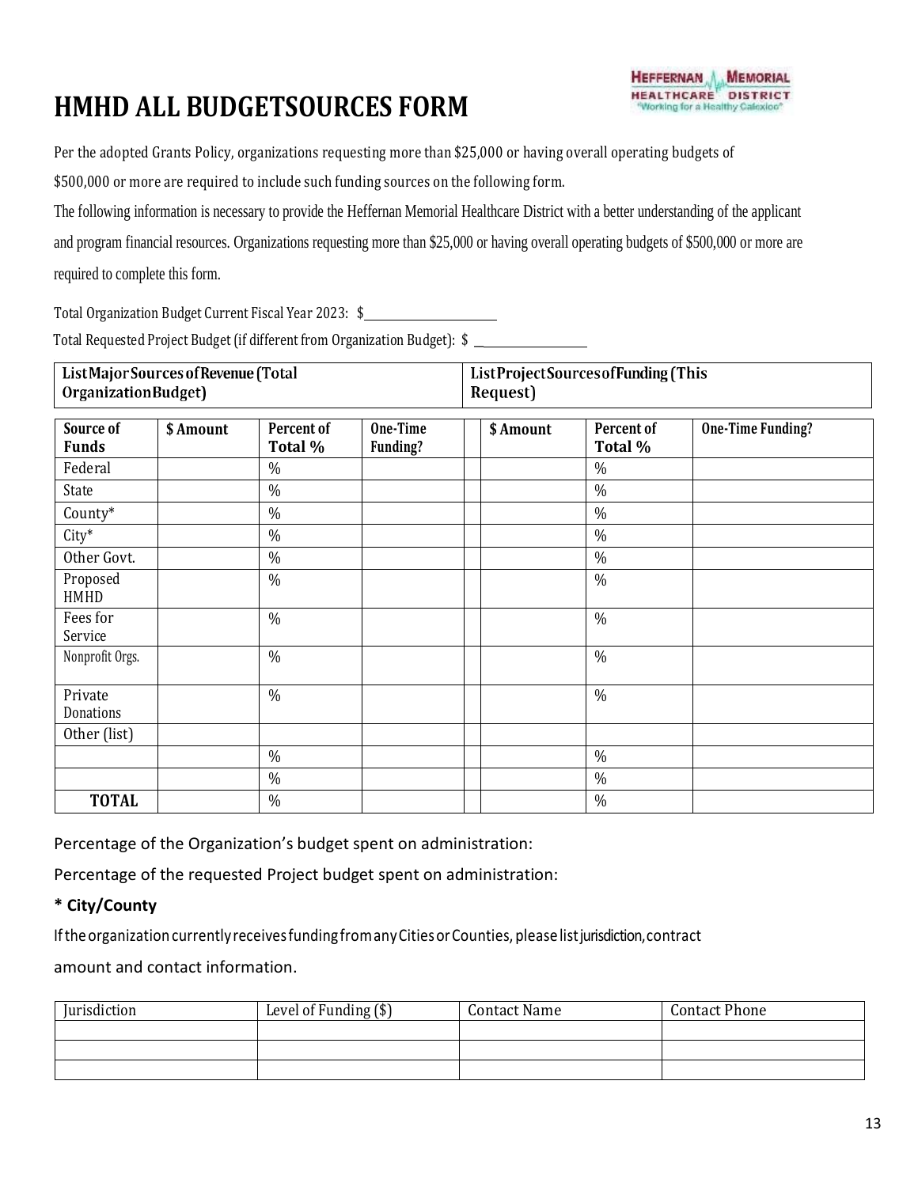# HMHD ALL BUDGETSOURCES FORM

Per the adopted Grants Policy, organizations requesting more than $25,000 or having overall operating budgets of $500,000 or more are required to include such funding sources on the following form.

The following information is necessary to provide the Heffernan Memorial Healthcare District with a better understanding of the applicant and program financial resources. Organizations requesting more than $25,000 or having overall operating budgets of $500,000 or more are required to complete this form.

Total Organization Budget Current Fiscal Year 2023: $\_\_\_\_\_\_\_\_\_\_\_\_\_\_\_\_\_\_\_\_

Total Requested Project Budget (if different from Organization Budget): $ \_\_\_\_\_\_\_\_\_\_\_\_\_\_\_\_\_

| List Major Sources of Revenue (Total Organization Budget) | | | | List Project Sources of Funding (This Request) | | |
|---|---|---|---|---|---|---|
| **Source of Funds** | **$ Amount** | **Percent of Total %** | **One-Time Funding?** | **$ Amount** | **Percent of Total %** | **One-Time Funding?** |
| Federal | | % | | | % | |
| State | | % | | | % | |
| County* | | % | | | % | |
| City* | | % | | | % | |
| Other Govt. | | % | | | % | |
| Proposed HMHD | | % | | | % | |
| Fees for Service | | % | | | % | |
| Nonprofit Orgs. | | % | | | % | |
| Private Donations | | % | | | % | |
| Other (list) | | | | | | |
| | | % | | | % | |
| | | % | | | % | |
| **TOTAL** | | % | | | % | |

Percentage of the Organization's budget spent on administration:

Percentage of the requested Project budget spent on administration:

**\* City/County**

If the organization currently receives funding from any Cities or Counties, please list jurisdiction, contract amount and contact information.

| Jurisdiction | Level of Funding ($) | Contact Name | Contact Phone |
|---|---|---|---|
| | | | |
| | | | |
| | | | |